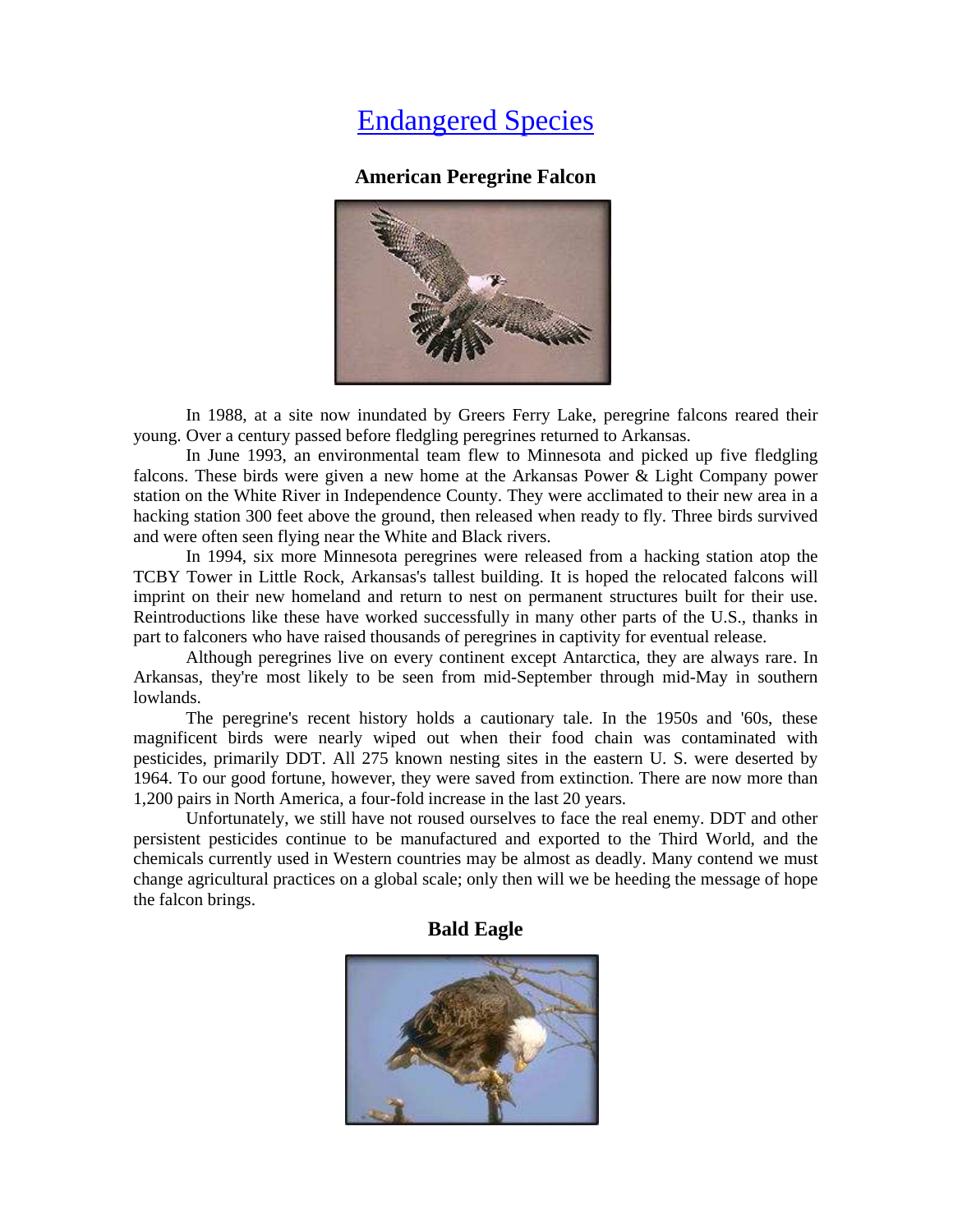# Endangered Species

### American Peregrine Falcon

In 1988, at a site now inundated by Greers Ferry Lake, peregrine falcons reared their young. Over a century passed before fledgling peregrines returned to Arkansas.

In June 1993, an environmental team flew to Minnesota and picked up five fledgling falcons. These birds were given a new home at the Arkansas Power & Light Company power station on the White River in Independence County. They were acclimated to their new area in a hacking station 300 feet above the ground, then released when ready to fly. Three birds survived and were often seen flying near the White and Black rivers.

In 1994, six more Minnesota peregrines were released from a hacking station atop the TCBY Tower in Little Rock, Arkansas's tallest building. It is hoped the relocated falcons will imprint on their new homeland and return to nest on permanent structures built for their use. Reintroductions like these have worked successfully in many other parts of the U.S., thanks in part to falconers who have raised thousands of peregrines in captivity for eventual release.

Although peregrines live on every continent except Antarctica, they are always rare. In Arkansas, they're most likely to be seen from mid-September through mid-May in southern lowlands.

The peregrine's recent history holds a cautionary tale. In the 1950s and '60s, these magnificent birds were nearly wiped out when their food chain was contaminated with pesticides, primarily DDT. All 275 known nesting sites in the eastern U. S. were deserted by 1964. To our good fortune, however, they were saved from extinction. There are now more than 1,200 pairs in North America, a four-fold increase in the last 20 years.

Unfortunately, we still have not roused ourselves to face the real enemy. DDT and other persistent pesticides continue to be manufactured and exported to the Third World, and the chemicals currently used in Western countries may be almost as deadly. Many contend we must change agricultural practices on a global scale; only then will we be heeding the message of hope the falcon brings.

### Bald Eagle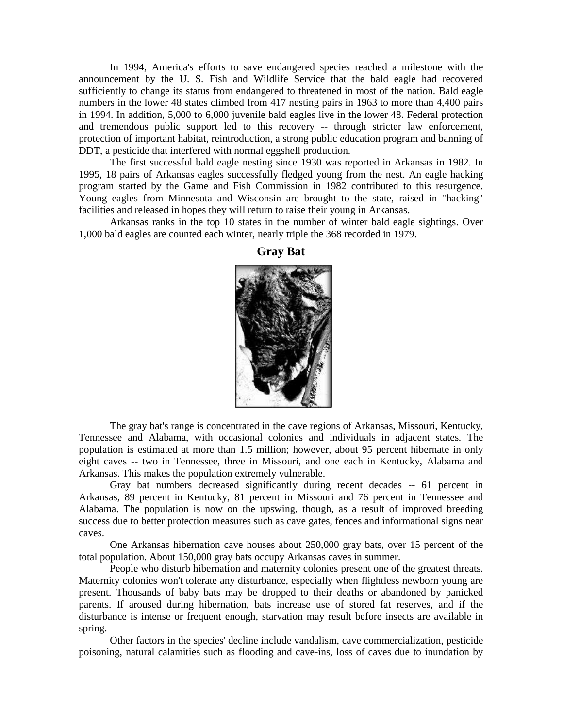In 1994, America's efforts to save endangered species reached a milestone with the announcement by the U. S. Fish and Wildlife Service that the bald eagle had recovered sufficiently to change its status from endangered to threatened in most of the nation. Bald eagle numbers in the lower 48 states climbed from 417 nesting pairs in 1963 to more than 4,400 pairs in 1994. In addition, 5,000 to 6,000 juvenile bald eagles live in the lower 48. Federal protection and tremendous public support led to this recovery -- through stricter law enforcement, protection of important habitat, reintroduction, a strong public education program and banning of DDT, a pesticide that interfered with normal eggshell production.

The first successful bald eagle nesting since 1930 was reported in Arkansas in 1982. In 1995, 18 pairs of Arkansas eagles successfully fledged young from the nest. An eagle hacking program started by the Game and Fish Commission in 1982 contributed to this resurgence. Young eagles from Minnesota and Wisconsin are brought to the state, raised in "hacking" facilities and released in hopes they will return to raise their young in Arkansas.

Arkansas ranks in the top 10 states in the number of winter bald eagle sightings. Over 1,000 bald eagles are counted each winter, nearly triple the 368 recorded in 1979.

## Gray Bat

The gray bat's range is concentrated in the cave regions of Arkansas, Missouri, Kentucky, Tennessee and Alabama, with occasional colonies and individuals in adjacent states. The population is estimated at more than 1.5 million; however, about 95 percent hibernate in only eight caves -- two in Tennessee, three in Missouri, and one each in Kentucky, Alabama and Arkansas. This makes the population extremely vulnerable.

Gray bat numbers decreased significantly during recent decades -- 61 percent in Arkansas, 89 percent in Kentucky, 81 percent in Missouri and 76 percent in Tennessee and Alabama. The population is now on the upswing, though, as a result of improved breeding success due to better protection measures such as cave gates, fences and informational signs near caves.

One Arkansas hibernation cave houses about 250,000 gray bats, over 15 percent of the total population. About 150,000 gray bats occupy Arkansas caves in summer.

People who disturb hibernation and maternity colonies present one of the greatest threats. Maternity colonies won't tolerate any disturbance, especially when flightless newborn young are present. Thousands of baby bats may be dropped to their deaths or abandoned by panicked parents. If aroused during hibernation, bats increase use of stored fat reserves, and if the disturbance is intense or frequent enough, starvation may result before insects are available in spring.

Other factors in the species' decline include vandalism, cave commercialization, pesticide poisoning, natural calamities such as flooding and cave-ins, loss of caves due to inundation by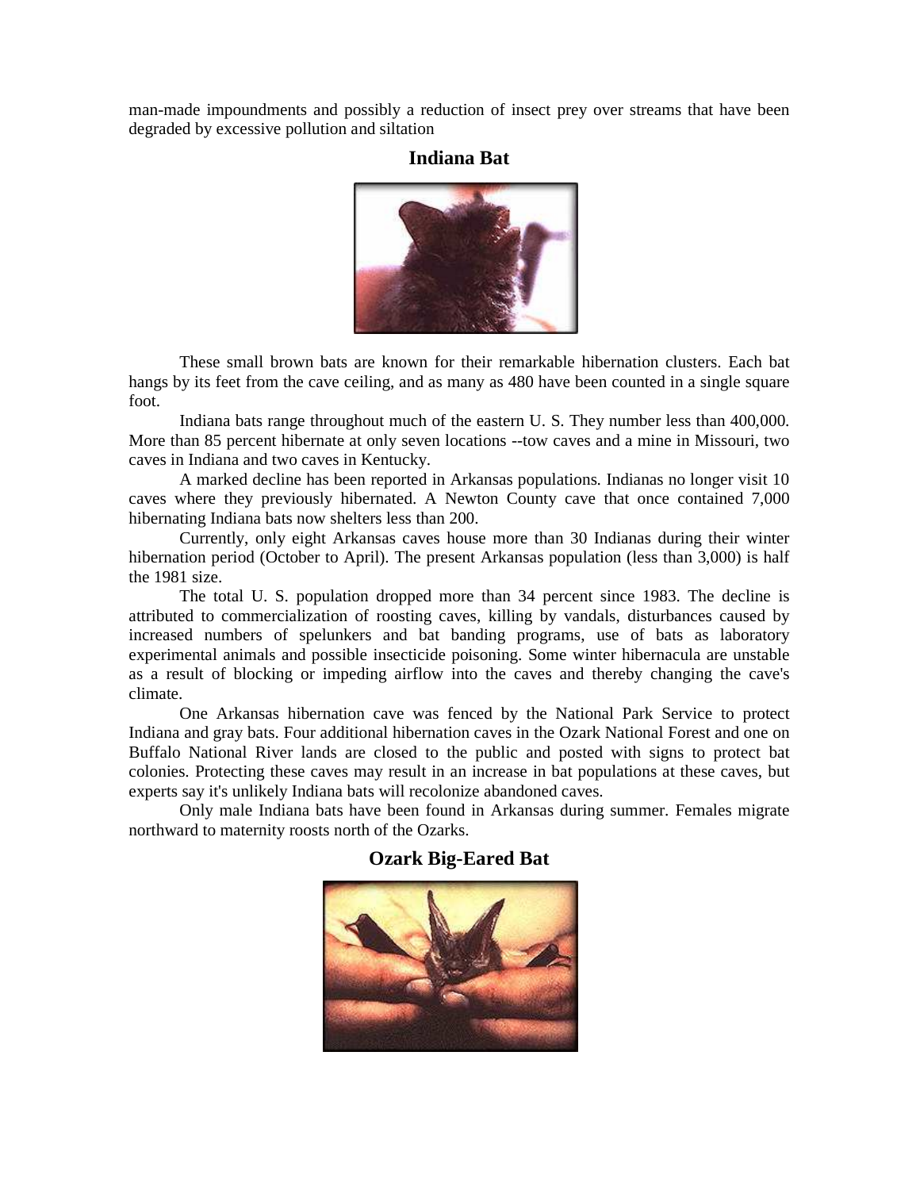man-made impoundments and possibly a reduction of insect prey over streams that have been degraded by excessive pollution and siltation

## Indiana Bat

These small brown bats are known for their remarkable hibernation clusters. Each bat hangs by its feet from the cave ceiling, and as many as 480 have been counted in a single square foot.

Indiana bats range throughout much of the eastern U. S. They number less than 400,000. More than 85 percent hibernate at only seven locations --tow caves and a mine in Missouri, two caves in Indiana and two caves in Kentucky.

A marked decline has been reported in Arkansas populations. Indianas no longer visit 10 caves where they previously hibernated. A Newton County cave that once contained 7,000 hibernating Indiana bats now shelters less than 200.

Currently, only eight Arkansas caves house more than 30 Indianas during their winter hibernation period (October to April). The present Arkansas population (less than 3,000) is half the 1981 size.

The total U. S. population dropped more than 34 percent since 1983. The decline is attributed to commercialization of roosting caves, killing by vandals, disturbances caused by increased numbers of spelunkers and bat banding programs, use of bats as laboratory experimental animals and possible insecticide poisoning. Some winter hibernacula are unstable as a result of blocking or impeding airflow into the caves and thereby changing the cave's climate.

One Arkansas hibernation cave was fenced by the National Park Service to protect Indiana and gray bats. Four additional hibernation caves in the Ozark National Forest and one on Buffalo National River lands are closed to the public and posted with signs to protect bat colonies. Protecting these caves may result in an increase in bat populations at these caves, but experts say it's unlikely Indiana bats will recolonize abandoned caves.

Only male Indiana bats have been found in Arkansas during summer. Females migrate northward to maternity roosts north of the Ozarks.

## Ozark Big-Eared Bat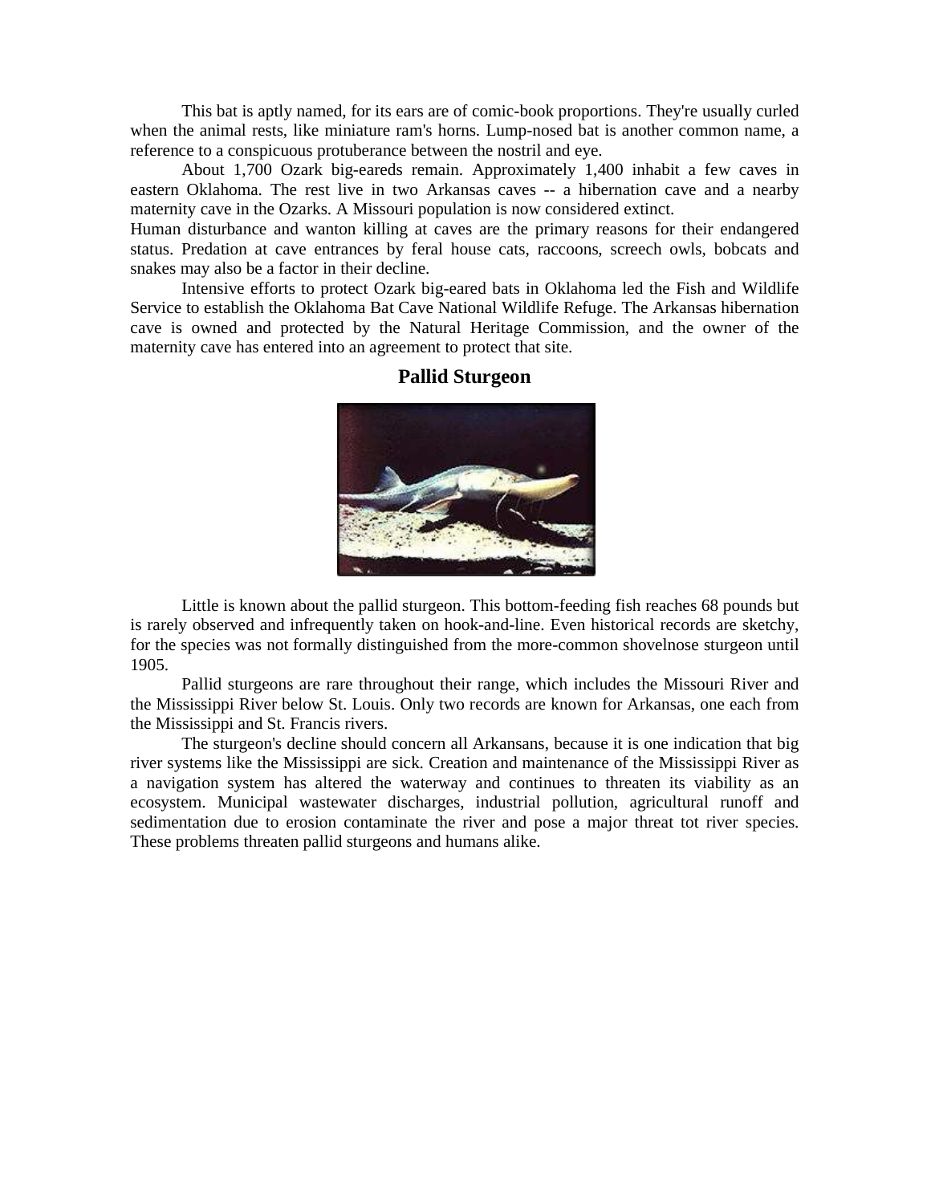This bat is aptly named, for its ears are of comic-book proportions. They're usually curled when the animal rests, like miniature ram's horns. Lump-nosed bat is another common name, a reference to a conspicuous protuberance between the nostril and eye.

About 1,700 Ozark big-eareds remain. Approximately 1,400 inhabit a few caves in eastern Oklahoma. The rest live in two Arkansas caves -- a hibernation cave and a nearby maternity cave in the Ozarks. A Missouri population is now considered extinct.

Human disturbance and wanton killing at caves are the primary reasons for their endangered status. Predation at cave entrances by feral house cats, raccoons, screech owls, bobcats and snakes may also be a factor in their decline.

Intensive efforts to protect Ozark big-eared bats in Oklahoma led the Fish and Wildlife Service to establish the Oklahoma Bat Cave National Wildlife Refuge. The Arkansas hibernation cave is owned and protected by the Natural Heritage Commission, and the owner of the maternity cave has entered into an agreement to protect that site.

## Pallid Sturgeon

Little is known about the pallid sturgeon. This bottom-feeding fish reaches 68 pounds but is rarely observed and infrequently taken on hook-and-line. Even historical records are sketchy, for the species was not formally distinguished from the more-common shovelnose sturgeon until 1905.

Pallid sturgeons are rare throughout their range, which includes the Missouri River and the Mississippi River below St. Louis. Only two records are known for Arkansas, one each from the Mississippi and St. Francis rivers.

The sturgeon's decline should concern all Arkansans, because it is one indication that big river systems like the Mississippi are sick. Creation and maintenance of the Mississippi River as a navigation system has altered the waterway and continues to threaten its viability as an ecosystem. Municipal wastewater discharges, industrial pollution, agricultural runoff and sedimentation due to erosion contaminate the river and pose a major threat tot river species. These problems threaten pallid sturgeons and humans alike.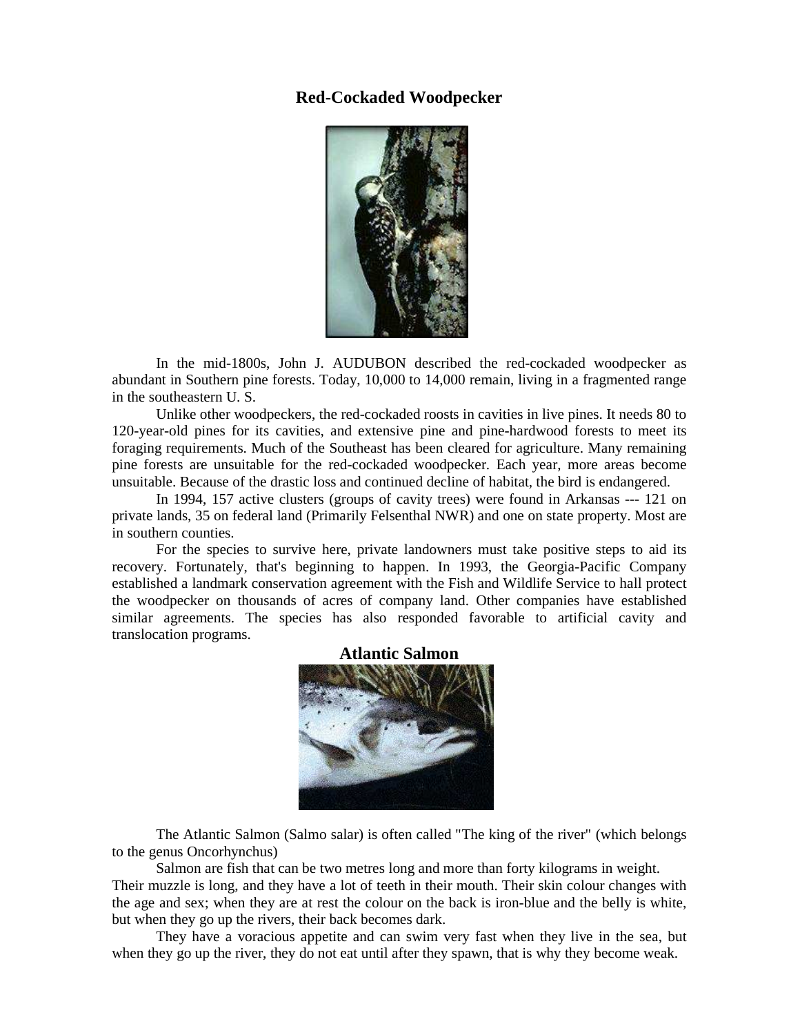## Red-Cockaded Woodpecker

In the mid-1800s, John J. AUDUBON described the red-cockaded woodpecker as abundant in Southern pine forests. Today, 10,000 to 14,000 remain, living in a fragmented range in the southeastern U. S.

Unlike other woodpeckers, the red-cockaded roosts in cavities in live pines. It needs 80 to 120-year-old pines for its cavities, and extensive pine and pine-hardwood forests to meet its foraging requirements. Much of the Southeast has been cleared for agriculture. Many remaining pine forests are unsuitable for the red-cockaded woodpecker. Each year, more areas become unsuitable. Because of the drastic loss and continued decline of habitat, the bird is endangered.

In 1994, 157 active clusters (groups of cavity trees) were found in Arkansas --- 121 on private lands, 35 on federal land (Primarily Felsenthal NWR) and one on state property. Most are in southern counties.

For the species to survive here, private landowners must take positive steps to aid its recovery. Fortunately, that's beginning to happen. In 1993, the Georgia-Pacific Company established a landmark conservation agreement with the Fish and Wildlife Service to hall protect the woodpecker on thousands of acres of company land. Other companies have established similar agreements. The species has also responded favorable to artificial cavity and translocation programs.

## Atlantic Salmon

The Atlantic Salmon (Salmo salar) is often called "The king of the river" (which belongs to the genus Oncorhynchus)

Salmon are fish that can be two metres long and more than forty kilograms in weight. Their muzzle is long, and they have a lot of teeth in their mouth. Their skin colour changes with the age and sex; when they are at rest the colour on the back is iron-blue and the belly is white, but when they go up the rivers, their back becomes dark.

They have a voracious appetite and can swim very fast when they live in the sea, but when they go up the river, they do not eat until after they spawn, that is why they become weak.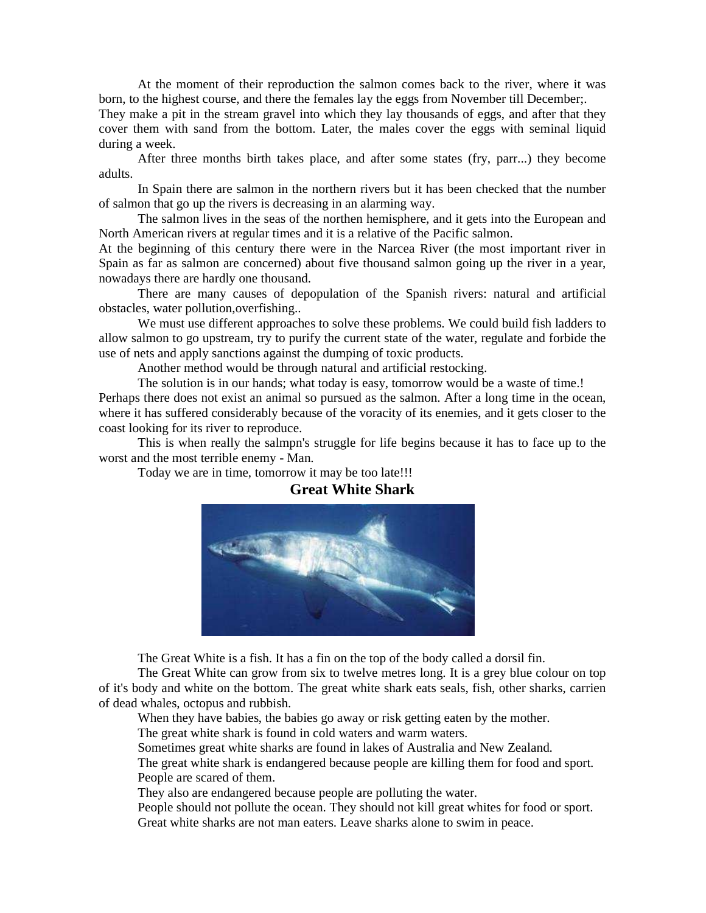At the moment of their reproduction the salmon comes back to the river, where it was born, to the highest course, and there the females lay the eggs from November till December;. They make a pit in the stream gravel into which they lay thousands of eggs, and after that they cover them with sand from the bottom. Later, the males cover the eggs with seminal liquid during a week.

After three months birth takes place, and after some states (fry, parr...) they become adults.

In Spain there are salmon in the northern rivers but it has been checked that the number of salmon that go up the rivers is decreasing in an alarming way.

The salmon lives in the seas of the northen hemisphere, and it gets into the European and North American rivers at regular times and it is a relative of the Pacific salmon.

At the beginning of this century there were in the Narcea River (the most important river in Spain as far as salmon are concerned) about five thousand salmon going up the river in a year, nowadays there are hardly one thousand.

There are many causes of depopulation of the Spanish rivers: natural and artificial obstacles, water pollution,overfishing..

We must use different approaches to solve these problems. We could build fish ladders to allow salmon to go upstream, try to purify the current state of the water, regulate and forbide the use of nets and apply sanctions against the dumping of toxic products.

Another method would be through natural and artificial restocking.

The solution is in our hands; what today is easy, tomorrow would be a waste of time.!

Perhaps there does not exist an animal so pursued as the salmon. After a long time in the ocean, where it has suffered considerably because of the voracity of its enemies, and it gets closer to the coast looking for its river to reproduce.

This is when really the salmpn's struggle for life begins because it has to face up to the worst and the most terrible enemy - Man.

Today we are in time, tomorrow it may be too late!!!

## Great White Shark

The Great White is a fish. It has a fin on the top of the body called a dorsil fin.

The Great White can grow from six to twelve metres long. It is a grey blue colour on top of it's body and white on the bottom. The great white shark eats seals, fish, other sharks, carrien of dead whales, octopus and rubbish.

When they have babies, the babies go away or risk getting eaten by the mother.

The great white shark is found in cold waters and warm waters.

Sometimes great white sharks are found in lakes of Australia and New Zealand.

The great white shark is endangered because people are killing them for food and sport.

People are scared of them.

They also are endangered because people are polluting the water.

People should not pollute the ocean. They should not kill great whites for food or sport.

Great white sharks are not man eaters. Leave sharks alone to swim in peace.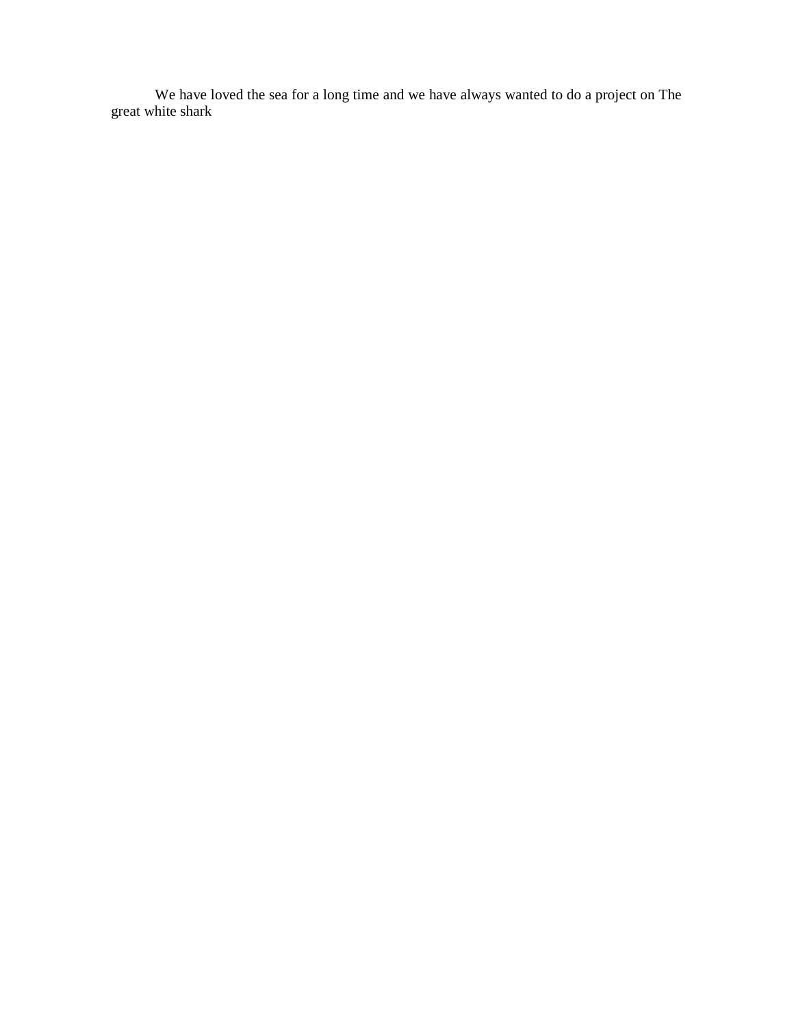We have loved the sea for a long time and we have always wanted to do a project on The great white shark